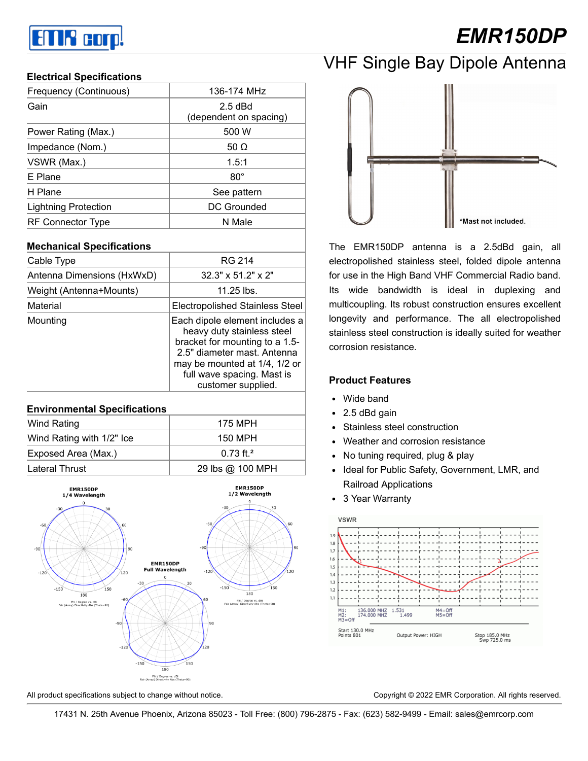# EMR150DP

## VHF Single Bay Dipole Antenna

### Electrical Specifications

| Electrical Specifications | |
|---|---|
| Frequency (Continuous) | 136-174 MHz |
| Gain | 2.5 dBd (dependent on spacing) |
| Power Rating (Max.) | 500 W |
| Impedance (Nom.) | 50 Ω |
| VSWR (Max.) | 1.5:1 |
| E Plane | 80° |
| H Plane | See pattern |
| Lightning Protection | DC Grounded |
| RF Connector Type | N Male |

### Mechanical Specifications

| Mechanical Specifications | |
|---|---|
| Cable Type | RG 214 |
| Antenna Dimensions (HxWxD) | 32.3" x 51.2" x 2" |
| Weight (Antenna+Mounts) | 11.25 lbs. |
| Material | Electropolished Stainless Steel |
| Mounting | Each dipole element includes a heavy duty stainless steel bracket for mounting to a 1.5-2.5" diameter mast. Antenna may be mounted at 1/4, 1/2 or full wave spacing. Mast is customer supplied. |

### Environmental Specifications

| Environmental Specifications | |
|---|---|
| Wind Rating | 175 MPH |
| Wind Rating with 1/2" Ice | 150 MPH |
| Exposed Area (Max.) | 0.73 ft.² |
| Lateral Thrust | 29 lbs @ 100 MPH |

EMR150DP 1/4 Wavelength

EMR150DP 1/2 Wavelength

EMR150DP Full Wavelength

*Mast not included.

The EMR150DP antenna is a 2.5dBd gain, all electropolished stainless steel, folded dipole antenna for use in the High Band VHF Commercial Radio band. Its wide bandwidth is ideal in duplexing and multicoupling. Its robust construction ensures excellent longevity and performance. The all electropolished stainless steel construction is ideally suited for weather corrosion resistance.

### Product Features

- Wide band
- 2.5 dBd gain
- Stainless steel construction
- Weather and corrosion resistance
- No tuning required, plug & play
- Ideal for Public Safety, Government, LMR, and Railroad Applications
- 3 Year Warranty

VSWR

M1: 136.000 MHZ 1.531 M4=Off
M2: 174.000 MHZ 1.499 M5=Off
M3=Off

Start 130.0 MHz Points 801 | Output Power: HIGH | Stop 185.0 MHz Swp 725.0 ms

All product specifications subject to change without notice.

Copyright © 2022 EMR Corporation. All rights reserved.

17431 N. 25th Avenue Phoenix, Arizona 85023 - Toll Free: (800) 796-2875 - Fax: (623) 582-9499 - Email: sales@emrcorp.com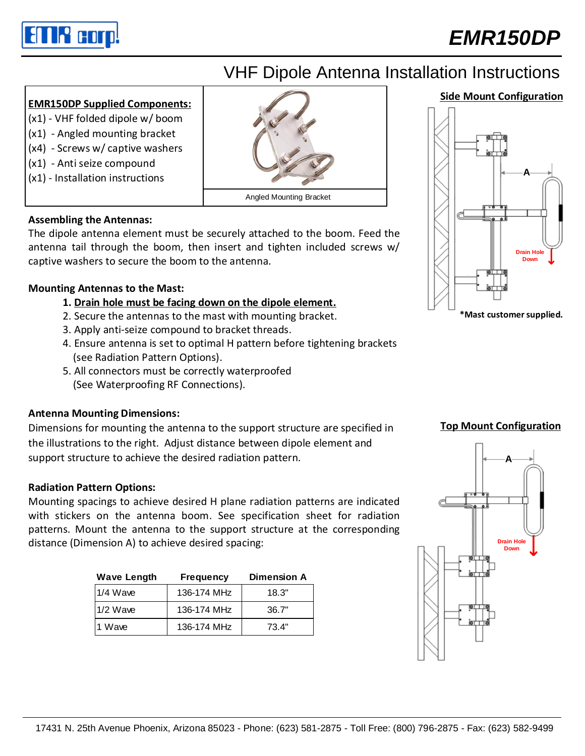# EMR150DP

## VHF Dipole Antenna Installation Instructions

**EMR150DP Supplied Components:**

(x1) - VHF folded dipole w/ boom
(x1) - Angled mounting bracket
(x4) - Screws w/ captive washers
(x1) - Anti seize compound
(x1) - Installation instructions

Angled Mounting Bracket

### Assembling the Antennas:

The dipole antenna element must be securely attached to the boom. Feed the antenna tail through the boom, then insert and tighten included screws w/ captive washers to secure the boom to the antenna.

### Mounting Antennas to the Mast:

1. **Drain hole must be facing down on the dipole element.**
2. Secure the antennas to the mast with mounting bracket.
3. Apply anti-seize compound to bracket threads.
4. Ensure antenna is set to optimal H pattern before tightening brackets (see Radiation Pattern Options).
5. All connectors must be correctly waterproofed (See Waterproofing RF Connections).

### Antenna Mounting Dimensions:

Dimensions for mounting the antenna to the support structure are specified in the illustrations to the right. Adjust distance between dipole element and support structure to achieve the desired radiation pattern.

### Radiation Pattern Options:

Mounting spacings to achieve desired H plane radiation patterns are indicated with stickers on the antenna boom. See specification sheet for radiation patterns. Mount the antenna to the support structure at the corresponding distance (Dimension A) to achieve desired spacing:

| Wave Length | Frequency | Dimension A |
|---|---|---|
| 1/4 Wave | 136-174 MHz | 18.3" |
| 1/2 Wave | 136-174 MHz | 36.7" |
| 1 Wave | 136-174 MHz | 73.4" |

**Side Mount Configuration**

A

Drain Hole Down

***Mast customer supplied.**

**Top Mount Configuration**

A

Drain Hole Down

17431 N. 25th Avenue Phoenix, Arizona 85023 - Phone: (623) 581-2875 - Toll Free: (800) 796-2875 - Fax: (623) 582-9499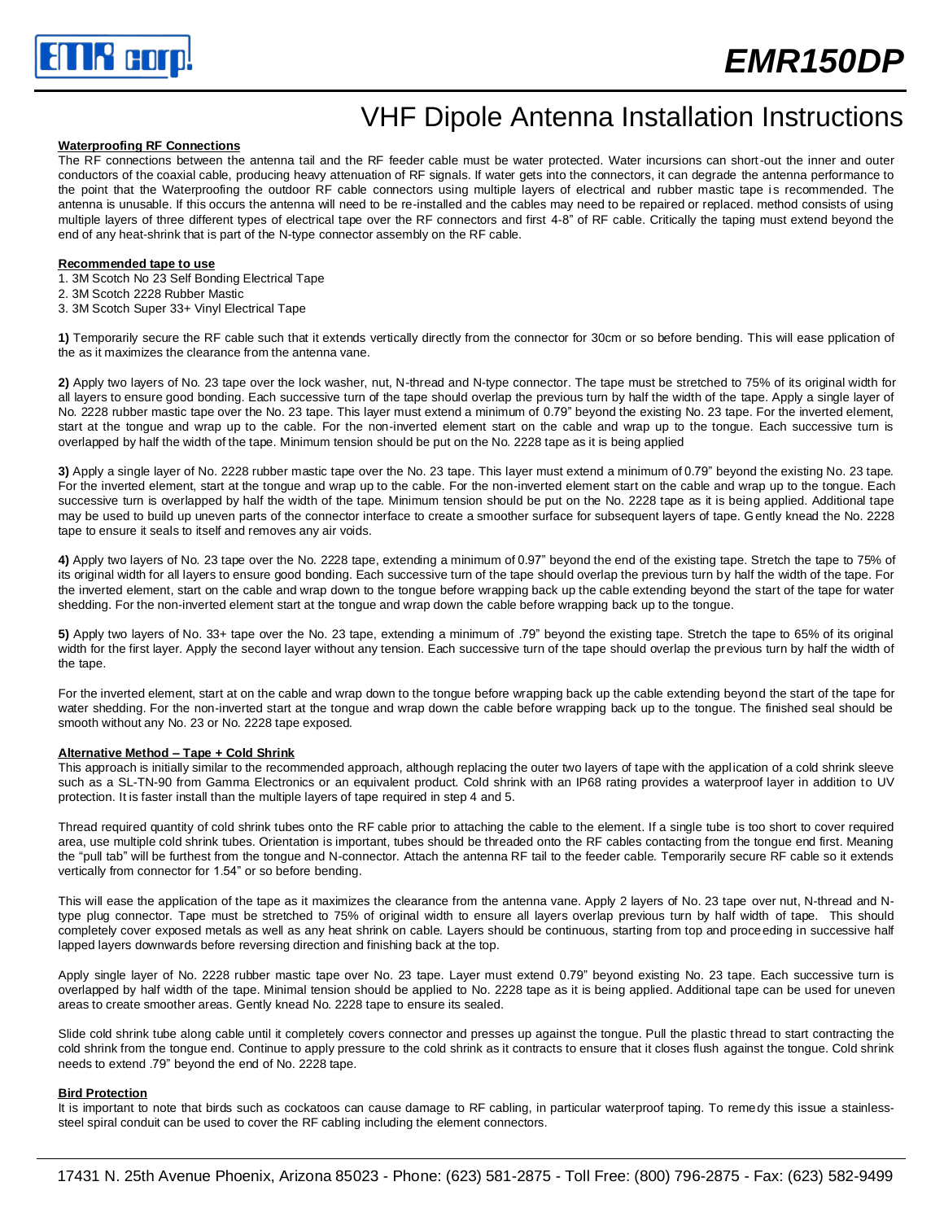# EMR150DP

## VHF Dipole Antenna Installation Instructions

**Waterproofing RF Connections**

The RF connections between the antenna tail and the RF feeder cable must be water protected. Water incursions can short-out the inner and outer conductors of the coaxial cable, producing heavy attenuation of RF signals. If water gets into the connectors, it can degrade the antenna performance to the point that the Waterproofing the outdoor RF cable connectors using multiple layers of electrical and rubber mastic tape is recommended. The antenna is unusable. If this occurs the antenna will need to be re-installed and the cables may need to be repaired or replaced. method consists of using multiple layers of three different types of electrical tape over the RF connectors and first 4-8" of RF cable. Critically the taping must extend beyond the end of any heat-shrink that is part of the N-type connector assembly on the RF cable.

**Recommended tape to use**

1. 3M Scotch No 23 Self Bonding Electrical Tape
2. 3M Scotch 2228 Rubber Mastic
3. 3M Scotch Super 33+ Vinyl Electrical Tape

**1)** Temporarily secure the RF cable such that it extends vertically directly from the connector for 30cm or so before bending. This will ease pplication of the as it maximizes the clearance from the antenna vane.

**2)** Apply two layers of No. 23 tape over the lock washer, nut, N-thread and N-type connector. The tape must be stretched to 75% of its original width for all layers to ensure good bonding. Each successive turn of the tape should overlap the previous turn by half the width of the tape. Apply a single layer of No. 2228 rubber mastic tape over the No. 23 tape. This layer must extend a minimum of 0.79" beyond the existing No. 23 tape. For the inverted element, start at the tongue and wrap up to the cable. For the non-inverted element start on the cable and wrap up to the tongue. Each successive turn is overlapped by half the width of the tape. Minimum tension should be put on the No. 2228 tape as it is being applied

**3)** Apply a single layer of No. 2228 rubber mastic tape over the No. 23 tape. This layer must extend a minimum of 0.79" beyond the existing No. 23 tape. For the inverted element, start at the tongue and wrap up to the cable. For the non-inverted element start on the cable and wrap up to the tongue. Each successive turn is overlapped by half the width of the tape. Minimum tension should be put on the No. 2228 tape as it is being applied. Additional tape may be used to build up uneven parts of the connector interface to create a smoother surface for subsequent layers of tape. Gently knead the No. 2228 tape to ensure it seals to itself and removes any air voids.

**4)** Apply two layers of No. 23 tape over the No. 2228 tape, extending a minimum of 0.97" beyond the end of the existing tape. Stretch the tape to 75% of its original width for all layers to ensure good bonding. Each successive turn of the tape should overlap the previous turn by half the width of the tape. For the inverted element, start on the cable and wrap down to the tongue before wrapping back up the cable extending beyond the start of the tape for water shedding. For the non-inverted element start at the tongue and wrap down the cable before wrapping back up to the tongue.

**5)** Apply two layers of No. 33+ tape over the No. 23 tape, extending a minimum of .79" beyond the existing tape. Stretch the tape to 65% of its original width for the first layer. Apply the second layer without any tension. Each successive turn of the tape should overlap the previous turn by half the width of the tape.

For the inverted element, start at on the cable and wrap down to the tongue before wrapping back up the cable extending beyond the start of the tape for water shedding. For the non-inverted start at the tongue and wrap down the cable before wrapping back up to the tongue. The finished seal should be smooth without any No. 23 or No. 2228 tape exposed.

**Alternative Method – Tape + Cold Shrink**

This approach is initially similar to the recommended approach, although replacing the outer two layers of tape with the application of a cold shrink sleeve such as a SL-TN-90 from Gamma Electronics or an equivalent product. Cold shrink with an IP68 rating provides a waterproof layer in addition to UV protection. It is faster install than the multiple layers of tape required in step 4 and 5.

Thread required quantity of cold shrink tubes onto the RF cable prior to attaching the cable to the element. If a single tube is too short to cover required area, use multiple cold shrink tubes. Orientation is important, tubes should be threaded onto the RF cables contacting from the tongue end first. Meaning the "pull tab" will be furthest from the tongue and N-connector. Attach the antenna RF tail to the feeder cable. Temporarily secure RF cable so it extends vertically from connector for 1.54" or so before bending.

This will ease the application of the tape as it maximizes the clearance from the antenna vane. Apply 2 layers of No. 23 tape over nut, N-thread and N-type plug connector. Tape must be stretched to 75% of original width to ensure all layers overlap previous turn by half width of tape. This should completely cover exposed metals as well as any heat shrink on cable. Layers should be continuous, starting from top and proceeding in successive half lapped layers downwards before reversing direction and finishing back at the top.

Apply single layer of No. 2228 rubber mastic tape over No. 23 tape. Layer must extend 0.79" beyond existing No. 23 tape. Each successive turn is overlapped by half width of the tape. Minimal tension should be applied to No. 2228 tape as it is being applied. Additional tape can be used for uneven areas to create smoother areas. Gently knead No. 2228 tape to ensure its sealed.

Slide cold shrink tube along cable until it completely covers connector and presses up against the tongue. Pull the plastic thread to start contracting the cold shrink from the tongue end. Continue to apply pressure to the cold shrink as it contracts to ensure that it closes flush against the tongue. Cold shrink needs to extend .79" beyond the end of No. 2228 tape.

**Bird Protection**

It is important to note that birds such as cockatoos can cause damage to RF cabling, in particular waterproof taping. To remedy this issue a stainless-steel spiral conduit can be used to cover the RF cabling including the element connectors.